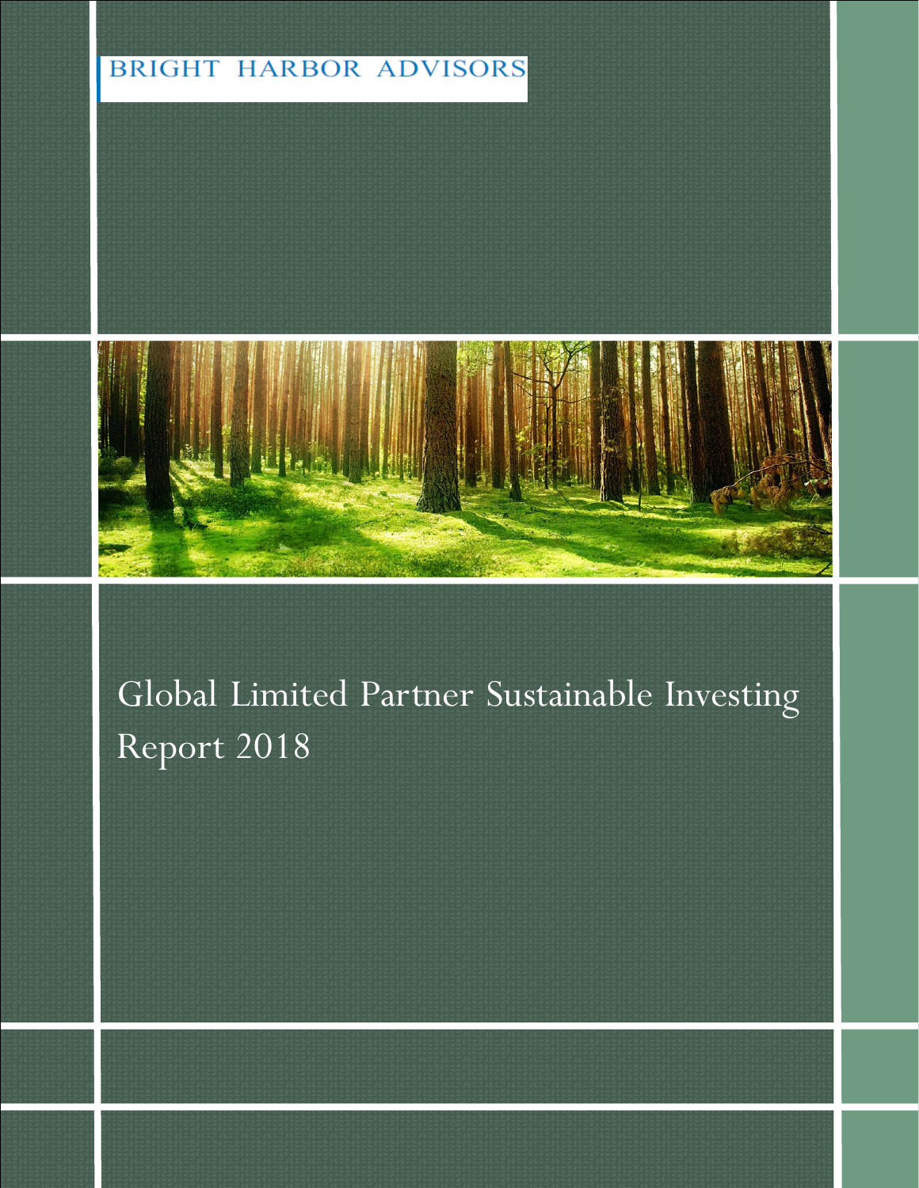BRIGHT HARBOR ADVISORS

# Global Limited Partner Sustainable Investing Report 2018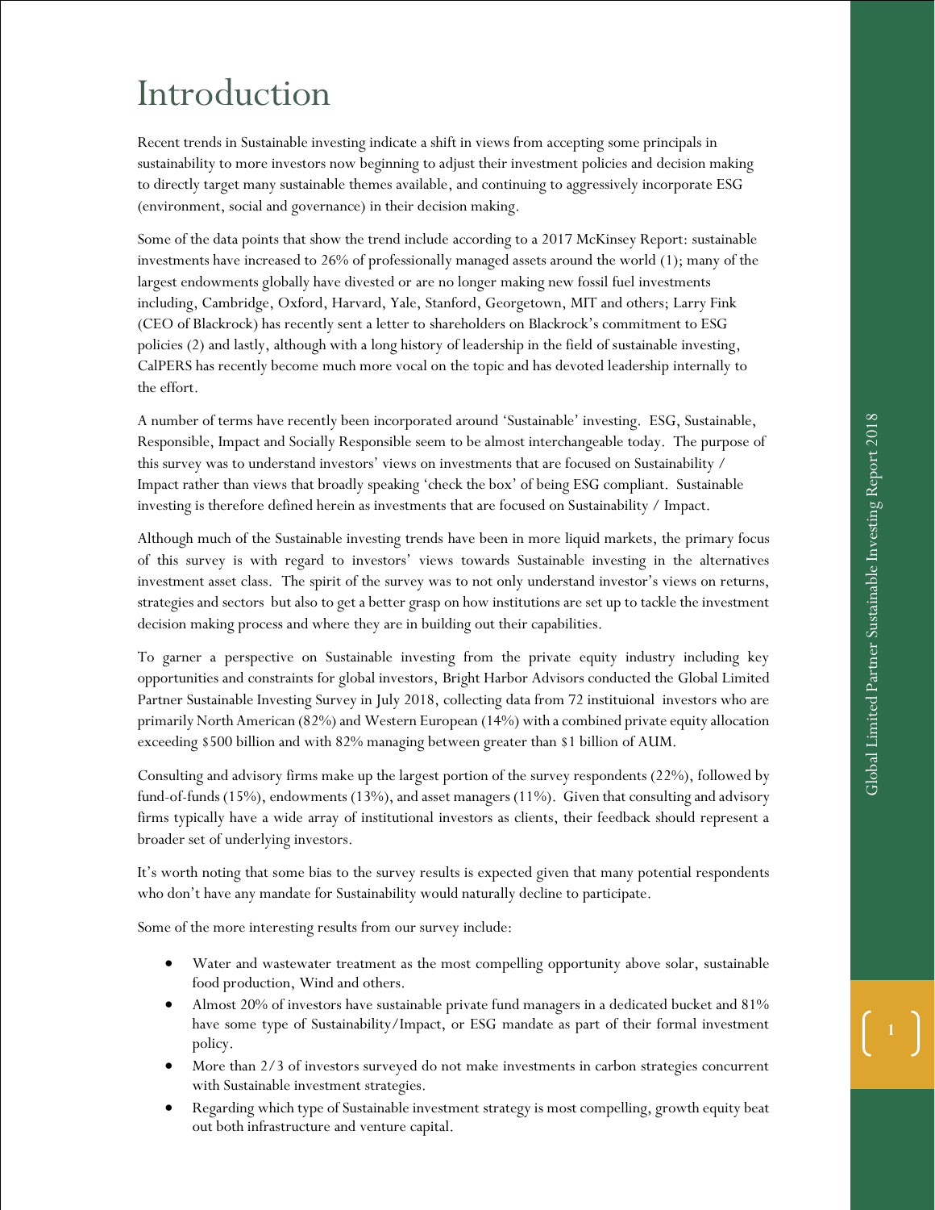# Introduction

Recent trends in Sustainable investing indicate a shift in views from accepting some principals in sustainability to more investors now beginning to adjust their investment policies and decision making to directly target many sustainable themes available, and continuing to aggressively incorporate ESG (environment, social and governance) in their decision making.

Some of the data points that show the trend include according to a 2017 McKinsey Report: sustainable investments have increased to 26% of professionally managed assets around the world (1); many of the largest endowments globally have divested or are no longer making new fossil fuel investments including, Cambridge, Oxford, Harvard, Yale, Stanford, Georgetown, MIT and others; Larry Fink (CEO of Blackrock) has recently sent a letter to shareholders on Blackrock's commitment to ESG policies (2) and lastly, although with a long history of leadership in the field of sustainable investing, CalPERS has recently become much more vocal on the topic and has devoted leadership internally to the effort.

A number of terms have recently been incorporated around 'Sustainable' investing. ESG, Sustainable, Responsible, Impact and Socially Responsible seem to be almost interchangeable today. The purpose of this survey was to understand investors' views on investments that are focused on Sustainability / Impact rather than views that broadly speaking 'check the box' of being ESG compliant. Sustainable investing is therefore defined herein as investments that are focused on Sustainability / Impact.

Although much of the Sustainable investing trends have been in more liquid markets, the primary focus of this survey is with regard to investors' views towards Sustainable investing in the alternatives investment asset class. The spirit of the survey was to not only understand investor's views on returns, strategies and sectors but also to get a better grasp on how institutions are set up to tackle the investment decision making process and where they are in building out their capabilities.

To garner a perspective on Sustainable investing from the private equity industry including key opportunities and constraints for global investors, Bright Harbor Advisors conducted the Global Limited Partner Sustainable Investing Survey in July 2018, collecting data from 72 instituional investors who are primarily North American (82%) and Western European (14%) with a combined private equity allocation exceeding $500 billion and with 82% managing between greater than $1 billion of AUM.

Consulting and advisory firms make up the largest portion of the survey respondents (22%), followed by fund-of-funds (15%), endowments (13%), and asset managers (11%). Given that consulting and advisory firms typically have a wide array of institutional investors as clients, their feedback should represent a broader set of underlying investors.

It's worth noting that some bias to the survey results is expected given that many potential respondents who don't have any mandate for Sustainability would naturally decline to participate.

Some of the more interesting results from our survey include:

- Water and wastewater treatment as the most compelling opportunity above solar, sustainable food production, Wind and others.
- Almost 20% of investors have sustainable private fund managers in a dedicated bucket and 81% have some type of Sustainability/Impact, or ESG mandate as part of their formal investment policy.
- More than 2/3 of investors surveyed do not make investments in carbon strategies concurrent with Sustainable investment strategies.
- Regarding which type of Sustainable investment strategy is most compelling, growth equity beat out both infrastructure and venture capital.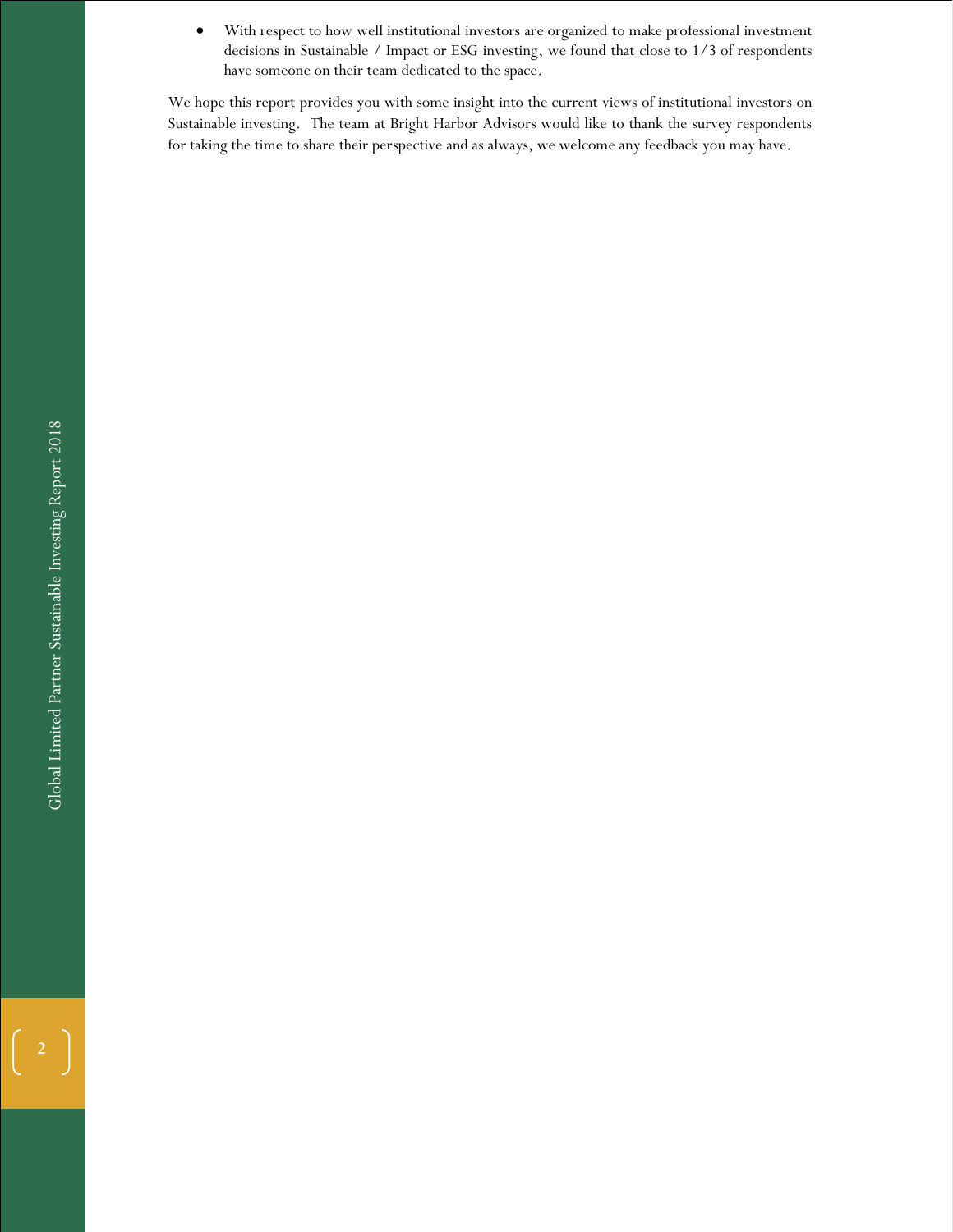- With respect to how well institutional investors are organized to make professional investment decisions in Sustainable / Impact or ESG investing, we found that close to 1/3 of respondents have someone on their team dedicated to the space.

We hope this report provides you with some insight into the current views of institutional investors on Sustainable investing. The team at Bright Harbor Advisors would like to thank the survey respondents for taking the time to share their perspective and as always, we welcome any feedback you may have.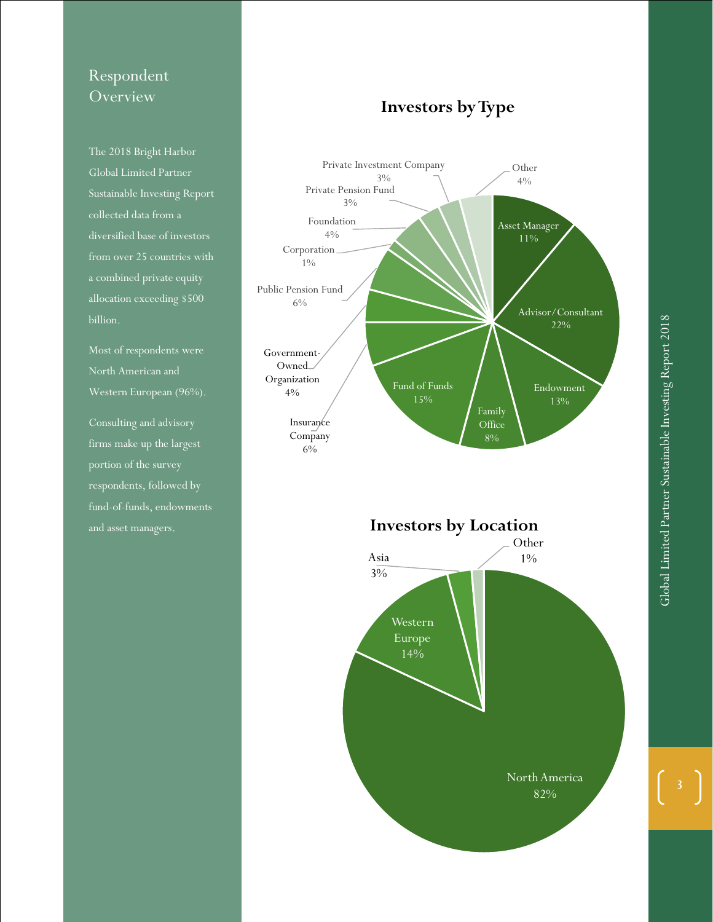## Respondent Overview

The 2018 Bright Harbor Global Limited Partner Sustainable Investing Report collected data from a diversified base of investors from over 25 countries with a combined private equity allocation exceeding $500 billion.

Most of respondents were North American and Western European (96%).

Consulting and advisory firms make up the largest portion of the survey respondents, followed by fund-of-funds, endowments and asset managers.

### Investors by Type

| Type | Share |
|---|---|
| Asset Manager | 11% |
| Advisor/Consultant | 22% |
| Endowment | 13% |
| Family Office | 8% |
| Fund of Funds | 15% |
| Insurance Company | 6% |
| Government-Owned Organization | 4% |
| Public Pension Fund | 6% |
| Corporation | 1% |
| Foundation | 4% |
| Private Pension Fund | 3% |
| Private Investment Company | 3% |
| Other | 4% |

### Investors by Location

| Location | Share |
|---|---|
| North America | 82% |
| Western Europe | 14% |
| Asia | 3% |
| Other | 1% |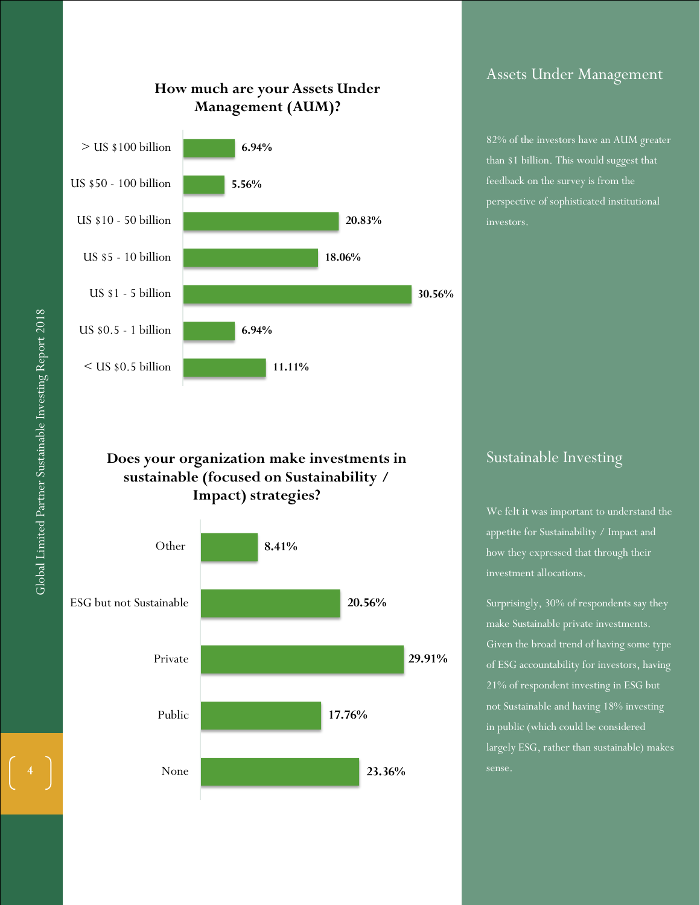### How much are your Assets Under Management (AUM)?

| AUM | Percentage |
|---|---|
| > US $100 billion | 6.94% |
| US $50 - 100 billion | 5.56% |
| US $10 - 50 billion | 20.83% |
| US $5 - 10 billion | 18.06% |
| US $1 - 5 billion | 30.56% |
| US $0.5 - 1 billion | 6.94% |
| < US $0.5 billion | 11.11% |

### Does your organization make investments in sustainable (focused on Sustainability / Impact) strategies?

| Response | Percentage |
|---|---|
| Other | 8.41% |
| ESG but not Sustainable | 20.56% |
| Private | 29.91% |
| Public | 17.76% |
| None | 23.36% |

## Assets Under Management

82% of the investors have an AUM greater than $1 billion. This would suggest that feedback on the survey is from the perspective of sophisticated institutional investors.

## Sustainable Investing

We felt it was important to understand the appetite for Sustainability / Impact and how they expressed that through their investment allocations.

Surprisingly, 30% of respondents say they make Sustainable private investments. Given the broad trend of having some type of ESG accountability for investors, having 21% of respondent investing in ESG but not Sustainable and having 18% investing in public (which could be considered largely ESG, rather than sustainable) makes sense.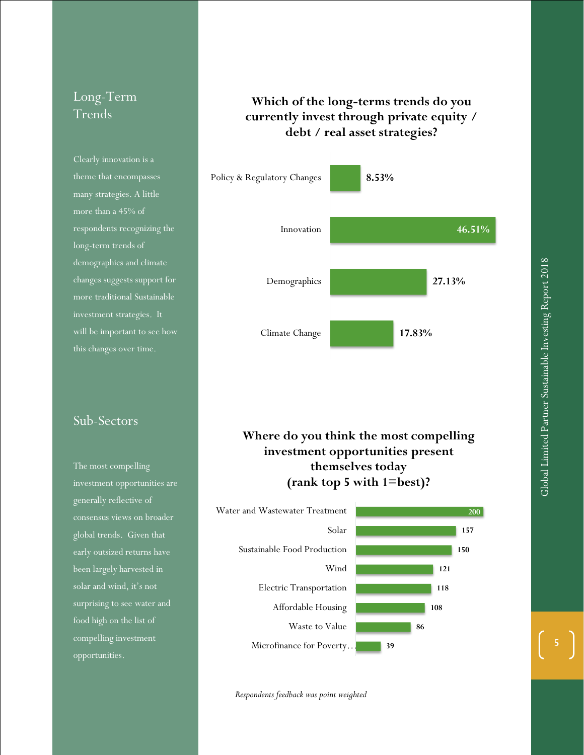## Long-Term Trends

Clearly innovation is a theme that encompasses many strategies. A little more than a 45% of respondents recognizing the long-term trends of demographics and climate changes suggests support for more traditional Sustainable investment strategies. It will be important to see how this changes over time.

**Which of the long-terms trends do you currently invest through private equity / debt / real asset strategies?**

| Trend | Percentage |
|---|---|
| Policy & Regulatory Changes | 8.53% |
| Innovation | 46.51% |
| Demographics | 27.13% |
| Climate Change | 17.83% |

## Sub-Sectors

The most compelling investment opportunities are generally reflective of consensus views on broader global trends. Given that early outsized returns have been largely harvested in solar and wind, it's not surprising to see water and food high on the list of compelling investment opportunities.

**Where do you think the most compelling investment opportunities present themselves today (rank top 5 with 1=best)?**

| Sub-Sector | Points |
|---|---|
| Water and Wastewater Treatment | 200 |
| Solar | 157 |
| Sustainable Food Production | 150 |
| Wind | 121 |
| Electric Transportation | 118 |
| Affordable Housing | 108 |
| Waste to Value | 86 |
| Microfinance for Poverty… | 39 |

*Respondents feedback was point weighted*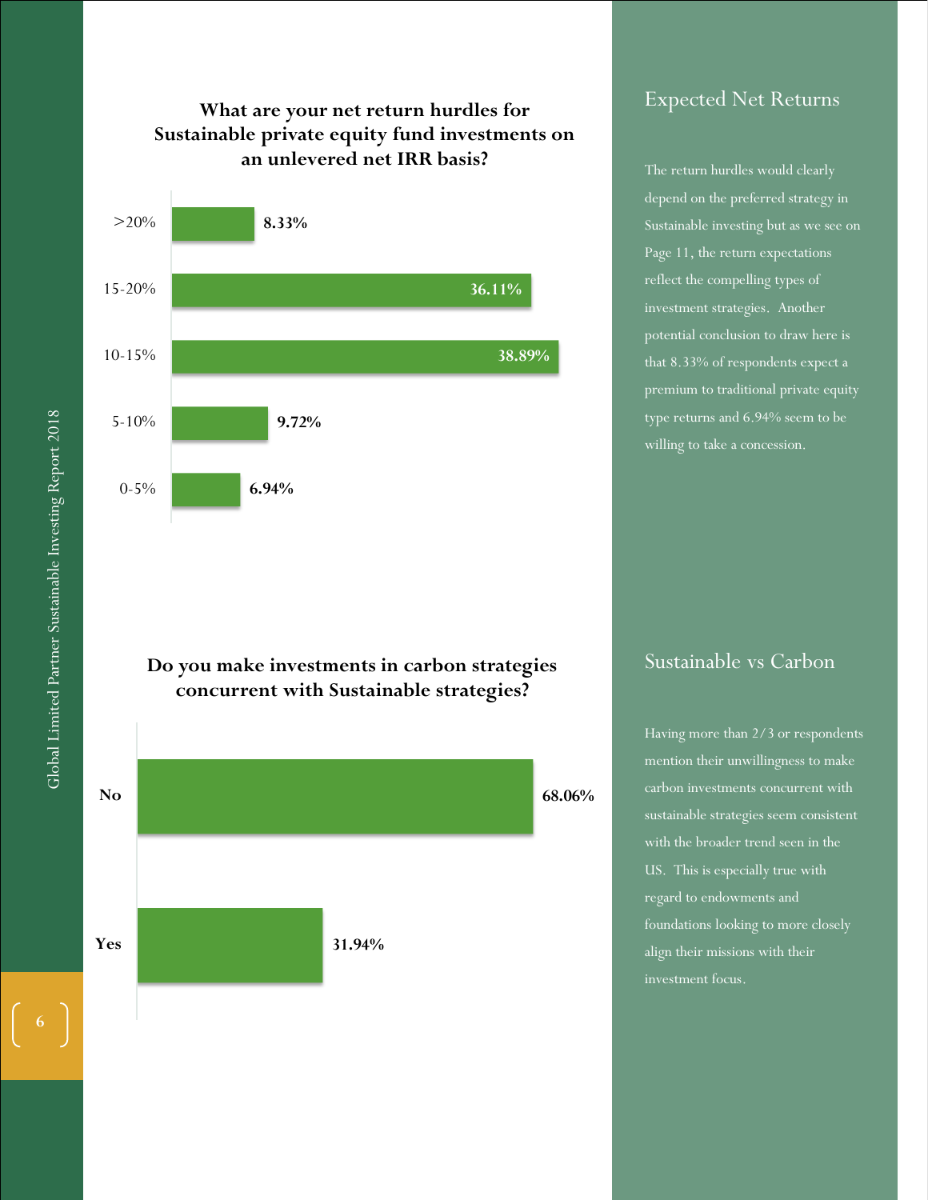**What are your net return hurdles for Sustainable private equity fund investments on an unlevered net IRR basis?**

| Net IRR hurdle | Share of respondents |
| --- | --- |
| >20% | 8.33% |
| 15-20% | 36.11% |
| 10-15% | 38.89% |
| 5-10% | 9.72% |
| 0-5% | 6.94% |

**Do you make investments in carbon strategies concurrent with Sustainable strategies?**

| Response | Share of respondents |
| --- | --- |
| No | 68.06% |
| Yes | 31.94% |

## Expected Net Returns

The return hurdles would clearly depend on the preferred strategy in Sustainable investing but as we see on Page 11, the return expectations reflect the compelling types of investment strategies. Another potential conclusion to draw here is that 8.33% of respondents expect a premium to traditional private equity type returns and 6.94% seem to be willing to take a concession.

## Sustainable vs Carbon

Having more than 2/3 or respondents mention their unwillingness to make carbon investments concurrent with sustainable strategies seem consistent with the broader trend seen in the US. This is especially true with regard to endowments and foundations looking to more closely align their missions with their investment focus.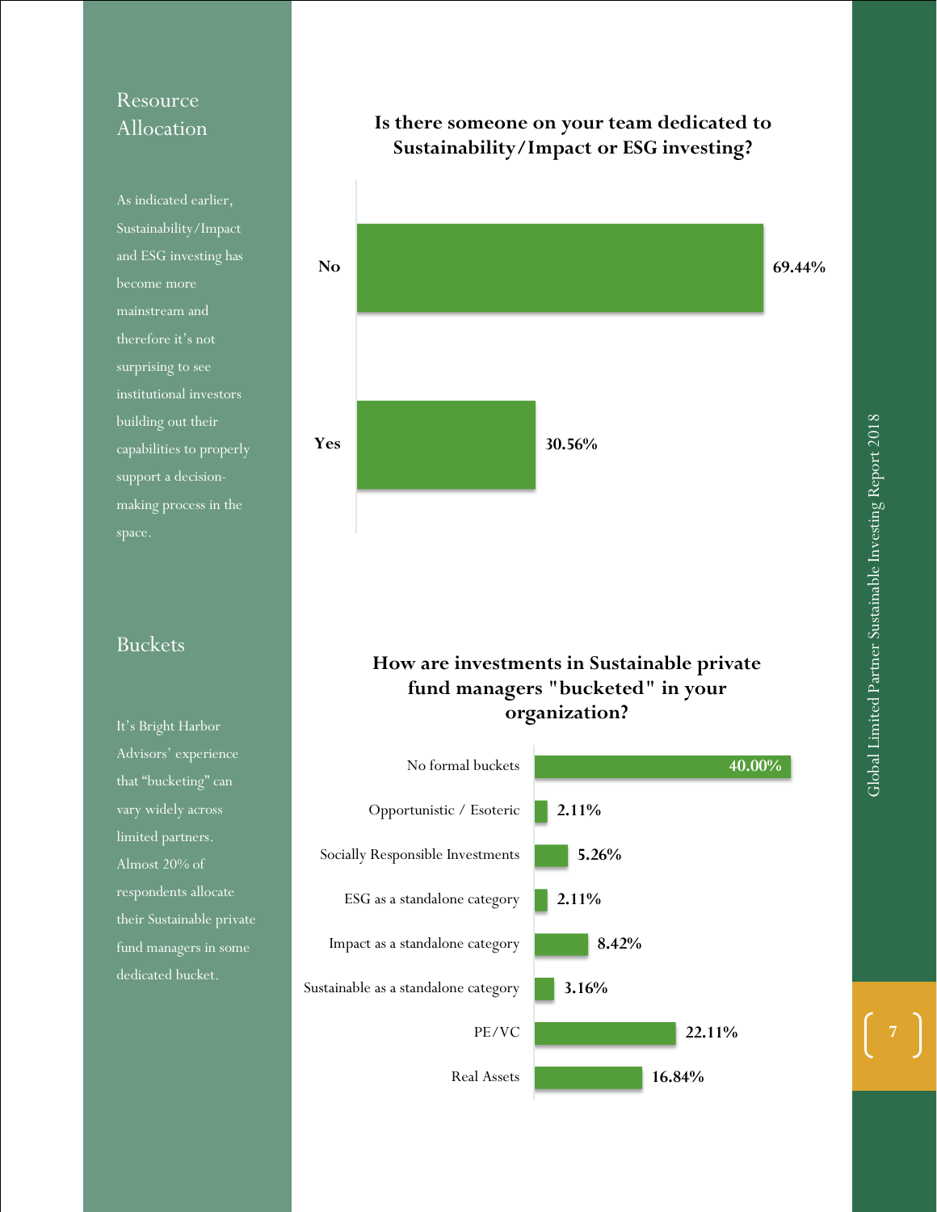## Resource Allocation

As indicated earlier, Sustainability/Impact and ESG investing has become more mainstream and therefore it's not surprising to see institutional investors building out their capabilities to properly support a decision-making process in the space.

**Is there someone on your team dedicated to Sustainability/Impact or ESG investing?**

| Response | Percentage |
| --- | --- |
| No | 69.44% |
| Yes | 30.56% |

## Buckets

It's Bright Harbor Advisors' experience that "bucketing" can vary widely across limited partners. Almost 20% of respondents allocate their Sustainable private fund managers in some dedicated bucket.

**How are investments in Sustainable private fund managers "bucketed" in your organization?**

| Bucket | Percentage |
| --- | --- |
| No formal buckets | 40.00% |
| Opportunistic / Esoteric | 2.11% |
| Socially Responsible Investments | 5.26% |
| ESG as a standalone category | 2.11% |
| Impact as a standalone category | 8.42% |
| Sustainable as a standalone category | 3.16% |
| PE/VC | 22.11% |
| Real Assets | 16.84% |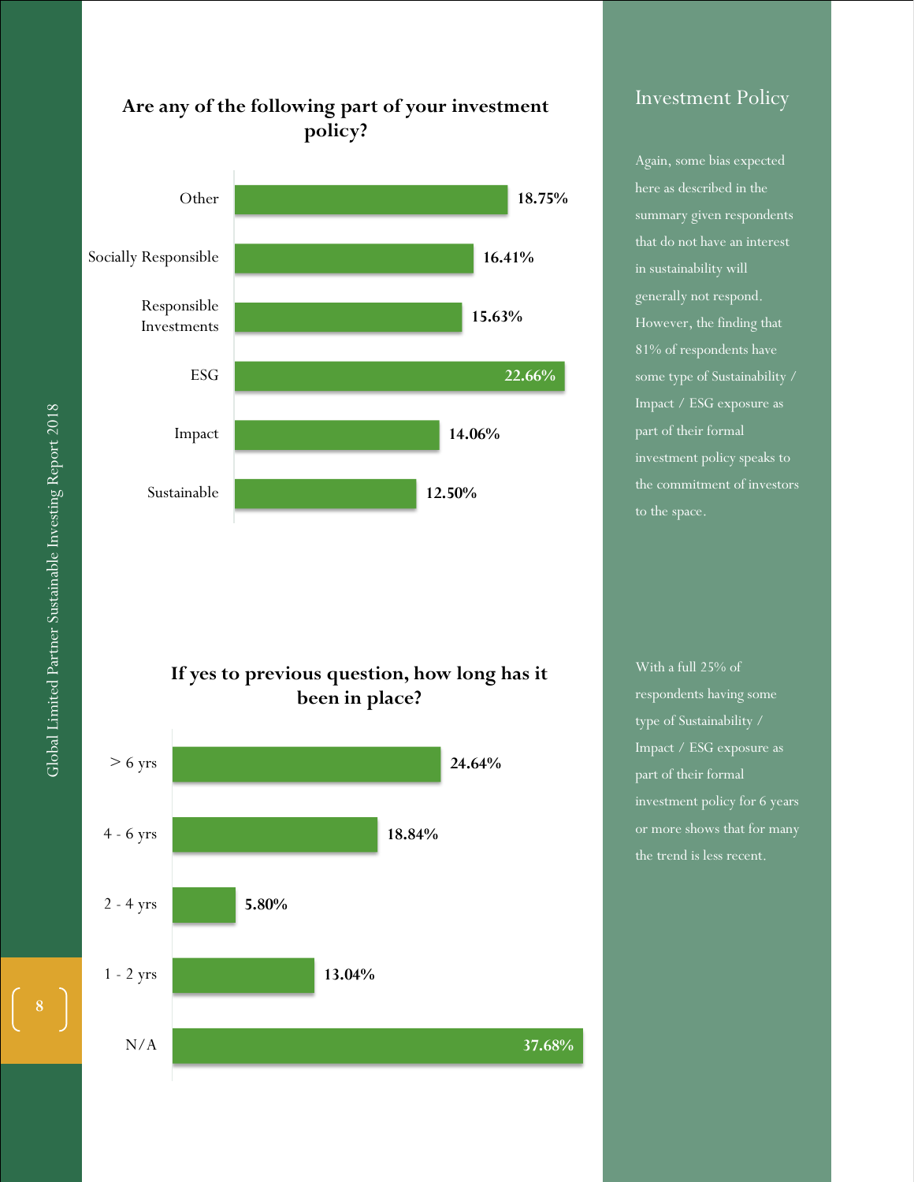## Are any of the following part of your investment policy?

| Category | Percentage |
|---|---|
| Other | 18.75% |
| Socially Responsible | 16.41% |
| Responsible Investments | 15.63% |
| ESG | 22.66% |
| Impact | 14.06% |
| Sustainable | 12.50% |

## If yes to previous question, how long has it been in place?

| Duration | Percentage |
|---|---|
| > 6 yrs | 24.64% |
| 4 - 6 yrs | 18.84% |
| 2 - 4 yrs | 5.80% |
| 1 - 2 yrs | 13.04% |
| N/A | 37.68% |

## Investment Policy

Again, some bias expected here as described in the summary given respondents that do not have an interest in sustainability will generally not respond. However, the finding that 81% of respondents have some type of Sustainability / Impact / ESG exposure as part of their formal investment policy speaks to the commitment of investors to the space.

With a full 25% of respondents having some type of Sustainability / Impact / ESG exposure as part of their formal investment policy for 6 years or more shows that for many the trend is less recent.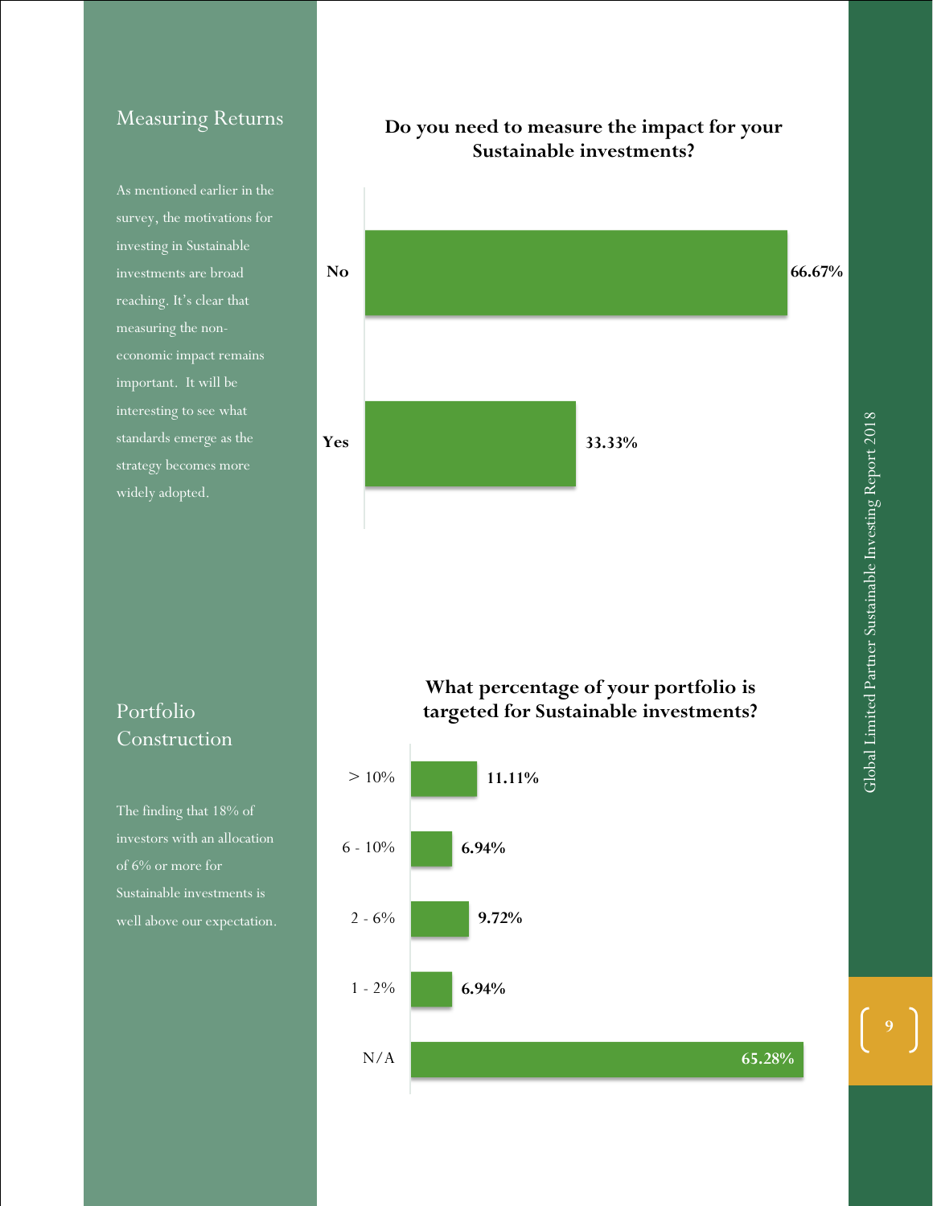## Measuring Returns

As mentioned earlier in the survey, the motivations for investing in Sustainable investments are broad reaching. It's clear that measuring the non-economic impact remains important. It will be interesting to see what standards emerge as the strategy becomes more widely adopted.

**Do you need to measure the impact for your Sustainable investments?**

| Response | Percentage |
| --- | --- |
| No | 66.67% |
| Yes | 33.33% |

## Portfolio Construction

The finding that 18% of investors with an allocation of 6% or more for Sustainable investments is well above our expectation.

**What percentage of your portfolio is targeted for Sustainable investments?**

| Allocation | Percentage |
| --- | --- |
| > 10% | 11.11% |
| 6 - 10% | 6.94% |
| 2 - 6% | 9.72% |
| 1 - 2% | 6.94% |
| N/A | 65.28% |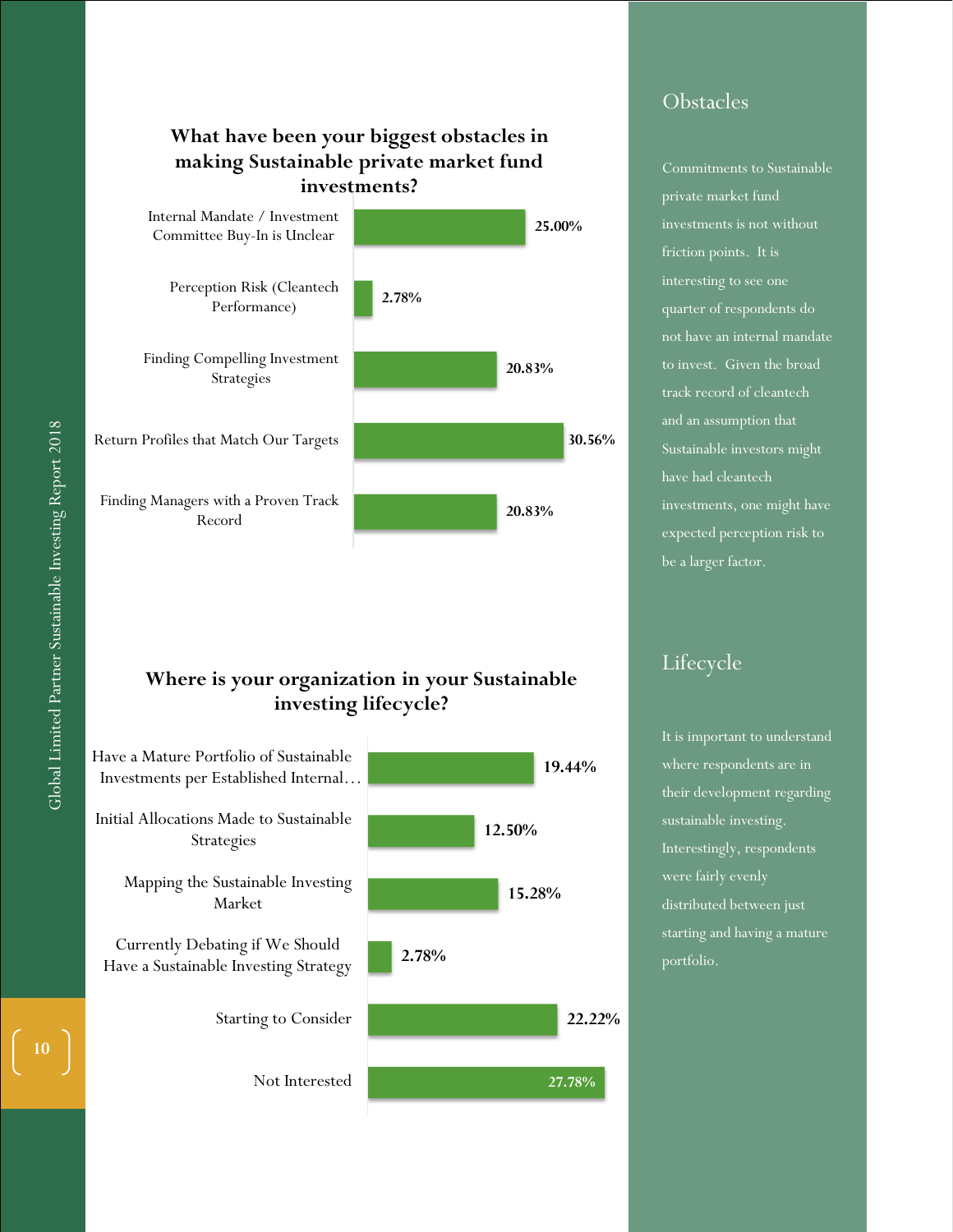## What have been your biggest obstacles in making Sustainable private market fund investments?

| Obstacle | Percentage |
|---|---|
| Internal Mandate / Investment Committee Buy-In is Unclear | 25.00% |
| Perception Risk (Cleantech Performance) | 2.78% |
| Finding Compelling Investment Strategies | 20.83% |
| Return Profiles that Match Our Targets | 30.56% |
| Finding Managers with a Proven Track Record | 20.83% |

## Where is your organization in your Sustainable investing lifecycle?

| Stage | Percentage |
|---|---|
| Have a Mature Portfolio of Sustainable Investments per Established Internal… | 19.44% |
| Initial Allocations Made to Sustainable Strategies | 12.50% |
| Mapping the Sustainable Investing Market | 15.28% |
| Currently Debating if We Should Have a Sustainable Investing Strategy | 2.78% |
| Starting to Consider | 22.22% |
| Not Interested | 27.78% |

## Obstacles

Commitments to Sustainable private market fund investments is not without friction points. It is interesting to see one quarter of respondents do not have an internal mandate to invest. Given the broad track record of cleantech and an assumption that Sustainable investors might have had cleantech investments, one might have expected perception risk to be a larger factor.

## Lifecycle

It is important to understand where respondents are in their development regarding sustainable investing. Interestingly, respondents were fairly evenly distributed between just starting and having a mature portfolio.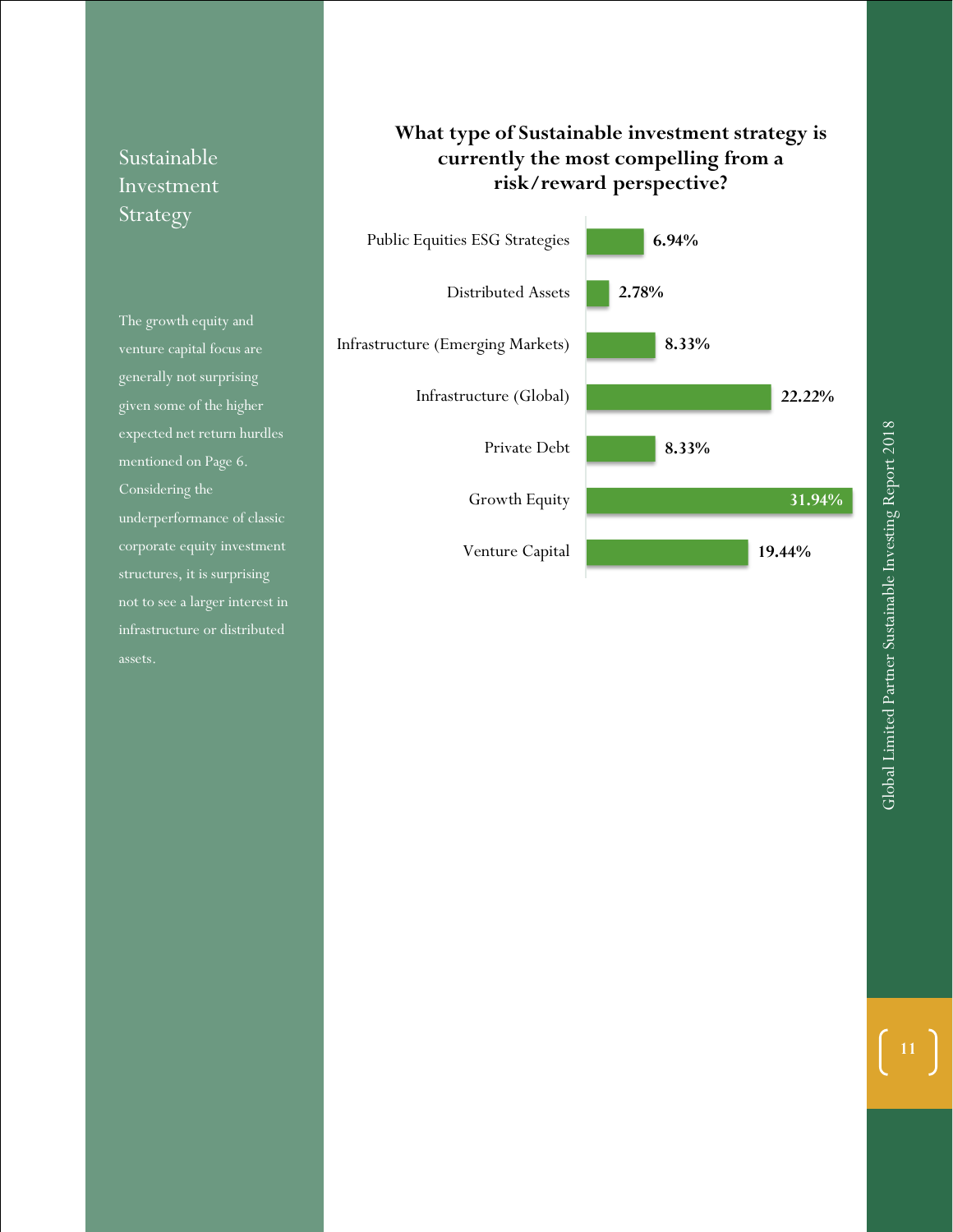## Sustainable Investment Strategy

The growth equity and venture capital focus are generally not surprising given some of the higher expected net return hurdles mentioned on Page 6. Considering the underperformance of classic corporate equity investment structures, it is surprising not to see a larger interest in infrastructure or distributed assets.

**What type of Sustainable investment strategy is currently the most compelling from a risk/reward perspective?**

| Strategy | Percentage |
|---|---|
| Public Equities ESG Strategies | 6.94% |
| Distributed Assets | 2.78% |
| Infrastructure (Emerging Markets) | 8.33% |
| Infrastructure (Global) | 22.22% |
| Private Debt | 8.33% |
| Growth Equity | 31.94% |
| Venture Capital | 19.44% |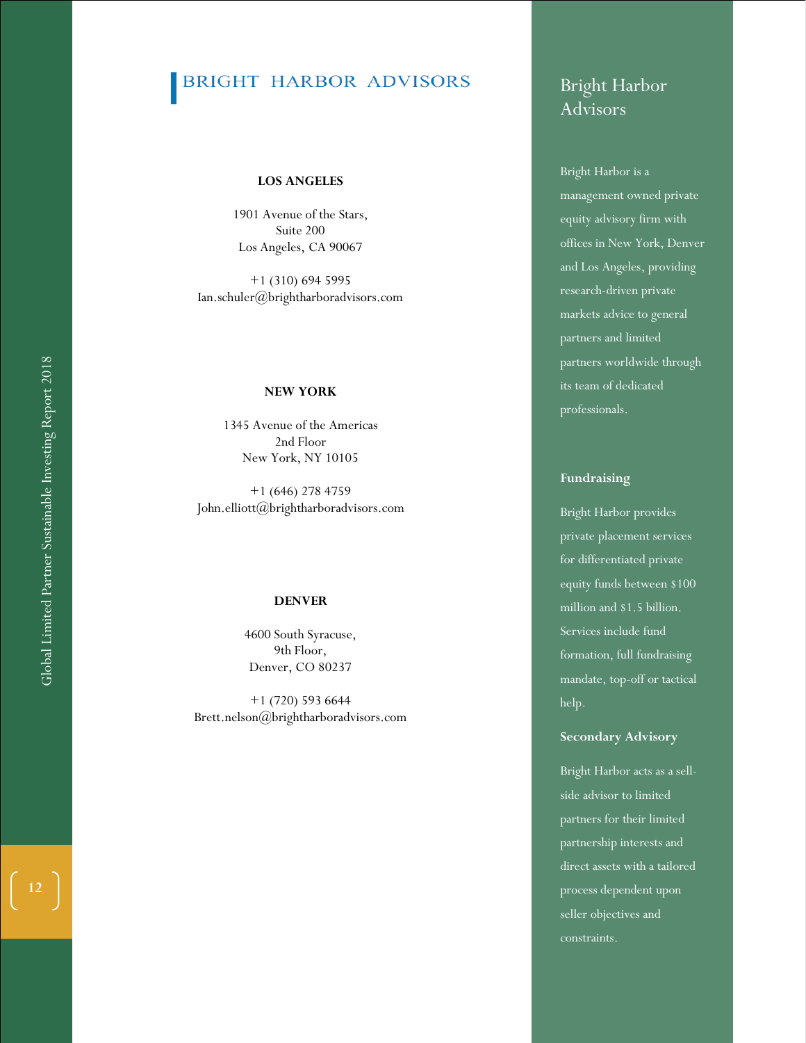# BRIGHT HARBOR ADVISORS

**LOS ANGELES**

1901 Avenue of the Stars,
Suite 200
Los Angeles, CA 90067

+1 (310) 694 5995
Ian.schuler@brightharboradvisors.com

**NEW YORK**

1345 Avenue of the Americas
2nd Floor
New York, NY 10105

+1 (646) 278 4759
John.elliott@brightharboradvisors.com

**DENVER**

4600 South Syracuse,
9th Floor,
Denver, CO 80237

+1 (720) 593 6644
Brett.nelson@brightharboradvisors.com

## Bright Harbor Advisors

Bright Harbor is a management owned private equity advisory firm with offices in New York, Denver and Los Angeles, providing research-driven private markets advice to general partners and limited partners worldwide through its team of dedicated professionals.

### Fundraising

Bright Harbor provides private placement services for differentiated private equity funds between $100 million and $1.5 billion. Services include fund formation, full fundraising mandate, top-off or tactical help.

### Secondary Advisory

Bright Harbor acts as a sell-side advisor to limited partners for their limited partnership interests and direct assets with a tailored process dependent upon seller objectives and constraints.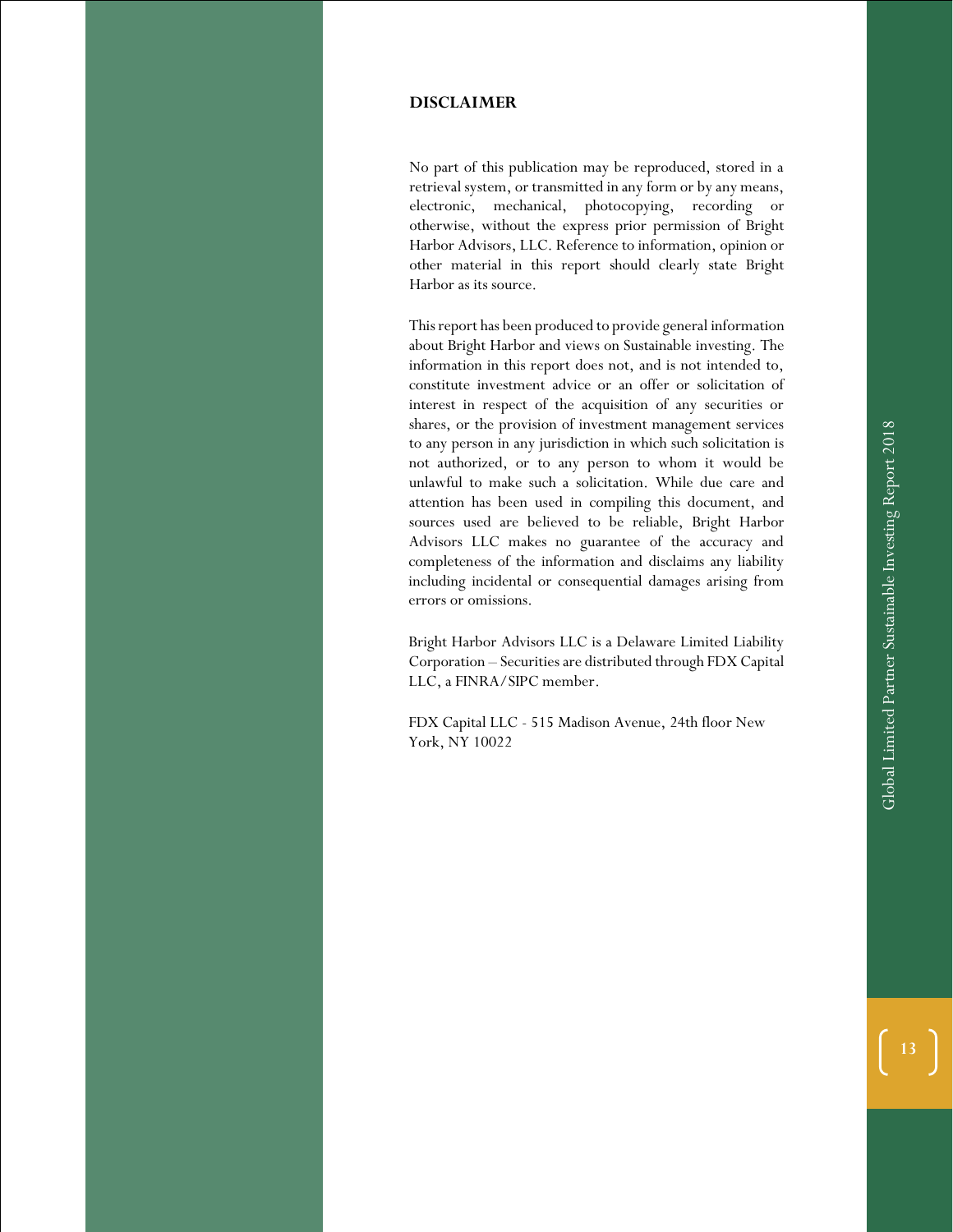## DISCLAIMER

No part of this publication may be reproduced, stored in a retrieval system, or transmitted in any form or by any means, electronic, mechanical, photocopying, recording or otherwise, without the express prior permission of Bright Harbor Advisors, LLC. Reference to information, opinion or other material in this report should clearly state Bright Harbor as its source.

This report has been produced to provide general information about Bright Harbor and views on Sustainable investing. The information in this report does not, and is not intended to, constitute investment advice or an offer or solicitation of interest in respect of the acquisition of any securities or shares, or the provision of investment management services to any person in any jurisdiction in which such solicitation is not authorized, or to any person to whom it would be unlawful to make such a solicitation. While due care and attention has been used in compiling this document, and sources used are believed to be reliable, Bright Harbor Advisors LLC makes no guarantee of the accuracy and completeness of the information and disclaims any liability including incidental or consequential damages arising from errors or omissions.

Bright Harbor Advisors LLC is a Delaware Limited Liability Corporation – Securities are distributed through FDX Capital LLC, a FINRA/SIPC member.

FDX Capital LLC - 515 Madison Avenue, 24th floor New York, NY 10022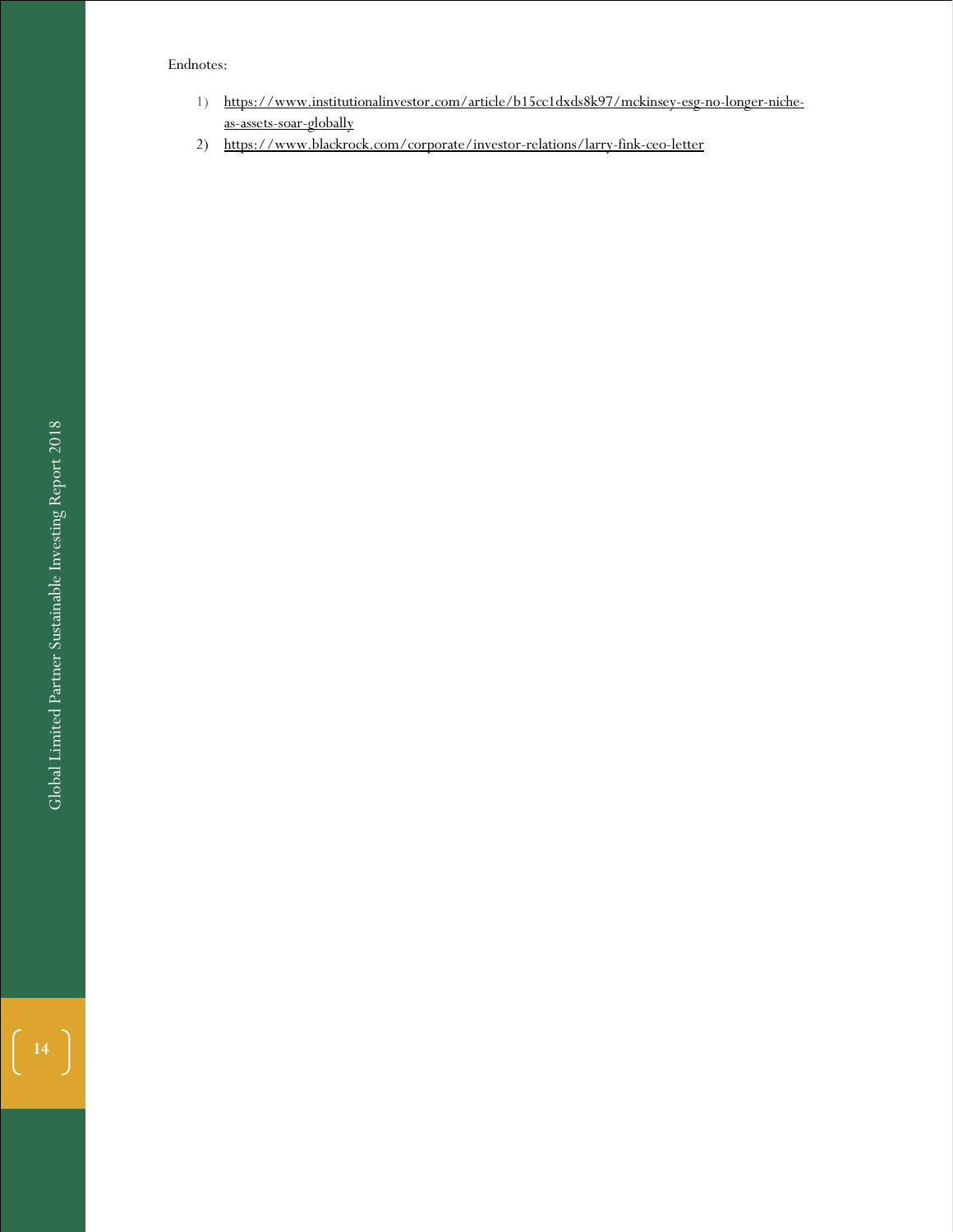Endnotes:

1) https://www.institutionalinvestor.com/article/b15cc1dxds8k97/mckinsey-esg-no-longer-niche-as-assets-soar-globally
2) https://www.blackrock.com/corporate/investor-relations/larry-fink-ceo-letter